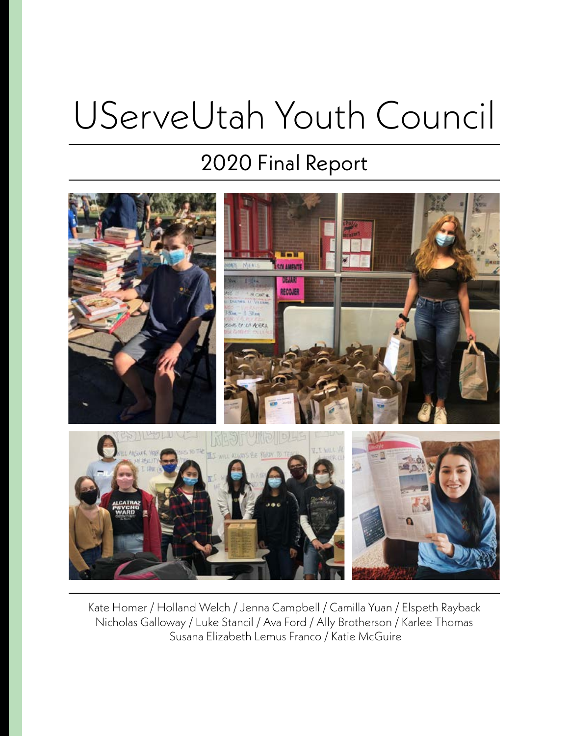# UServeUtah Youth Council

## 2020 Final Report

Kate Homer / Holland Welch / Jenna Campbell / Camilla Yuan / Elspeth Rayback
Nicholas Galloway / Luke Stancil / Ava Ford / Ally Brotherson / Karlee Thomas
Susana Elizabeth Lemus Franco / Katie McGuire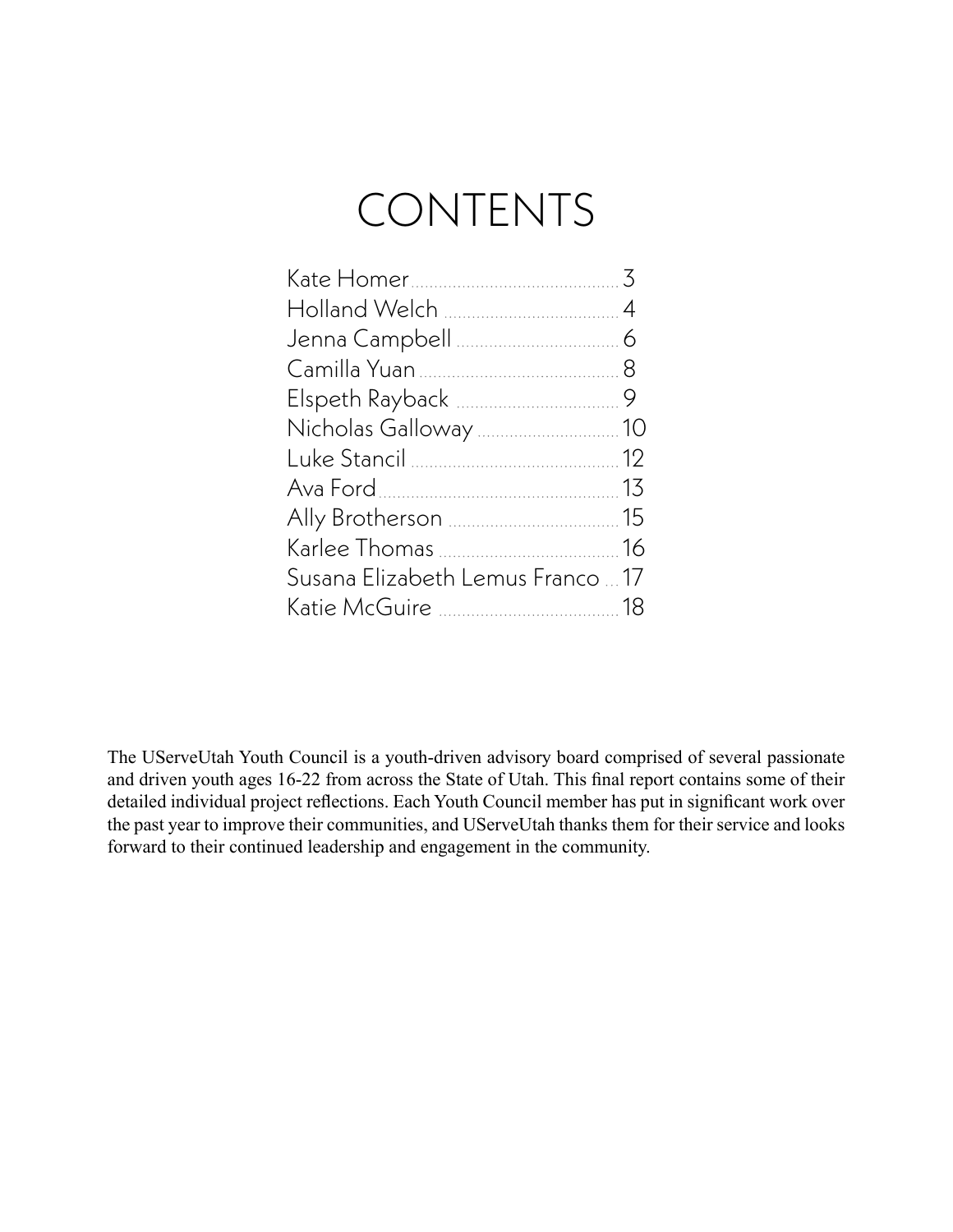# CONTENTS

| | |
|---|---|
| Kate Homer | 3 |
| Holland Welch | 4 |
| Jenna Campbell | 6 |
| Camilla Yuan | 8 |
| Elspeth Rayback | 9 |
| Nicholas Galloway | 10 |
| Luke Stancil | 12 |
| Ava Ford | 13 |
| Ally Brotherson | 15 |
| Karlee Thomas | 16 |
| Susana Elizabeth Lemus Franco | 17 |
| Katie McGuire | 18 |

The UServeUtah Youth Council is a youth-driven advisory board comprised of several passionate and driven youth ages 16-22 from across the State of Utah. This final report contains some of their detailed individual project reflections. Each Youth Council member has put in significant work over the past year to improve their communities, and UServeUtah thanks them for their service and looks forward to their continued leadership and engagement in the community.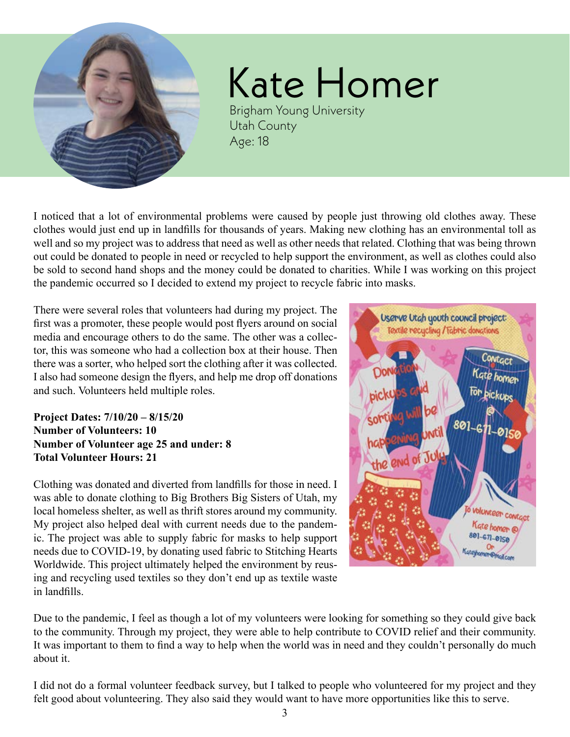# Kate Homer

Brigham Young University
Utah County
Age: 18

I noticed that a lot of environmental problems were caused by people just throwing old clothes away. These clothes would just end up in landfills for thousands of years. Making new clothing has an environmental toll as well and so my project was to address that need as well as other needs that related. Clothing that was being thrown out could be donated to people in need or recycled to help support the environment, as well as clothes could also be sold to second hand shops and the money could be donated to charities. While I was working on this project the pandemic occurred so I decided to extend my project to recycle fabric into masks.

There were several roles that volunteers had during my project. The first was a promoter, these people would post flyers around on social media and encourage others to do the same. The other was a collector, this was someone who had a collection box at their house. Then there was a sorter, who helped sort the clothing after it was collected. I also had someone design the flyers, and help me drop off donations and such. Volunteers held multiple roles.

**Project Dates: 7/10/20 – 8/15/20**
**Number of Volunteers: 10**
**Number of Volunteer age 25 and under: 8**
**Total Volunteer Hours: 21**

Clothing was donated and diverted from landfills for those in need. I was able to donate clothing to Big Brothers Big Sisters of Utah, my local homeless shelter, as well as thrift stores around my community. My project also helped deal with current needs due to the pandemic. The project was able to supply fabric for masks to help support needs due to COVID-19, by donating used fabric to Stitching Hearts Worldwide. This project ultimately helped the environment by reusing and recycling used textiles so they don't end up as textile waste in landfills.

Due to the pandemic, I feel as though a lot of my volunteers were looking for something so they could give back to the community. Through my project, they were able to help contribute to COVID relief and their community. It was important to them to find a way to help when the world was in need and they couldn't personally do much about it.

I did not do a formal volunteer feedback survey, but I talked to people who volunteered for my project and they felt good about volunteering. They also said they would want to have more opportunities like this to serve.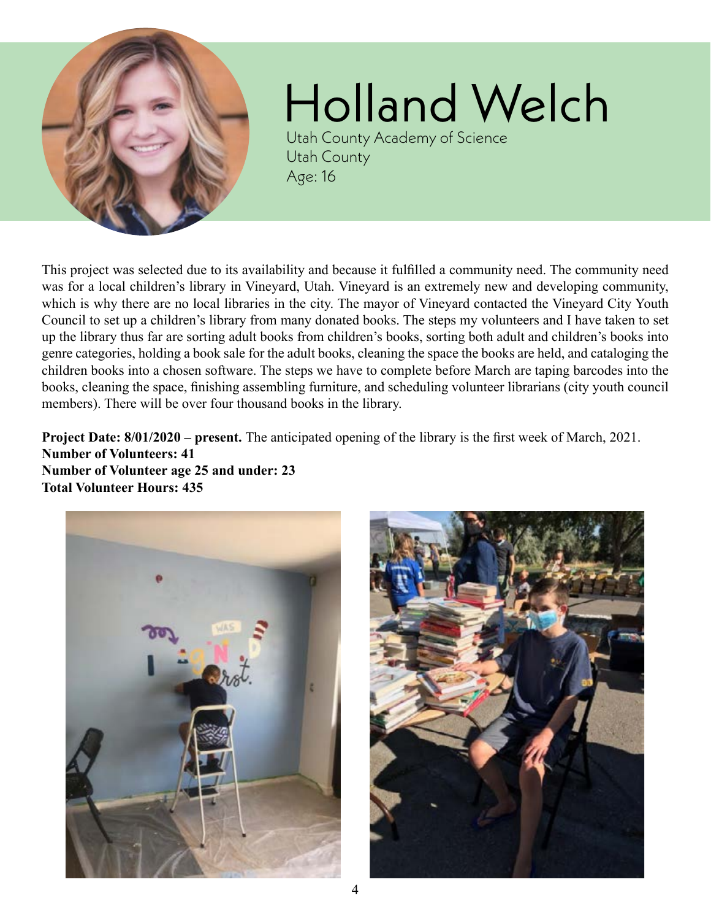# Holland Welch

Utah County Academy of Science
Utah County
Age: 16

This project was selected due to its availability and because it fulfilled a community need. The community need was for a local children's library in Vineyard, Utah. Vineyard is an extremely new and developing community, which is why there are no local libraries in the city. The mayor of Vineyard contacted the Vineyard City Youth Council to set up a children's library from many donated books. The steps my volunteers and I have taken to set up the library thus far are sorting adult books from children's books, sorting both adult and children's books into genre categories, holding a book sale for the adult books, cleaning the space the books are held, and cataloging the children books into a chosen software. The steps we have to complete before March are taping barcodes into the books, cleaning the space, finishing assembling furniture, and scheduling volunteer librarians (city youth council members). There will be over four thousand books in the library.

**Project Date: 8/01/2020 – present.** The anticipated opening of the library is the first week of March, 2021.
**Number of Volunteers: 41**
**Number of Volunteer age 25 and under: 23**
**Total Volunteer Hours: 435**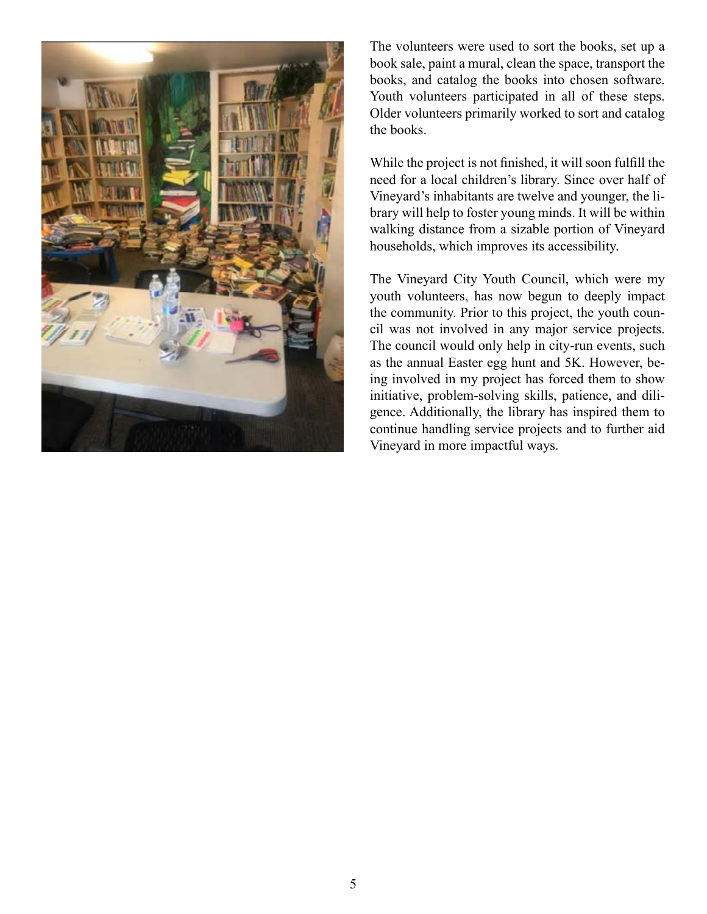The volunteers were used to sort the books, set up a book sale, paint a mural, clean the space, transport the books, and catalog the books into chosen software. Youth volunteers participated in all of these steps. Older volunteers primarily worked to sort and catalog the books.

While the project is not finished, it will soon fulfill the need for a local children's library. Since over half of Vineyard's inhabitants are twelve and younger, the library will help to foster young minds. It will be within walking distance from a sizable portion of Vineyard households, which improves its accessibility.

The Vineyard City Youth Council, which were my youth volunteers, has now begun to deeply impact the community. Prior to this project, the youth council was not involved in any major service projects. The council would only help in city-run events, such as the annual Easter egg hunt and 5K. However, being involved in my project has forced them to show initiative, problem-solving skills, patience, and diligence. Additionally, the library has inspired them to continue handling service projects and to further aid Vineyard in more impactful ways.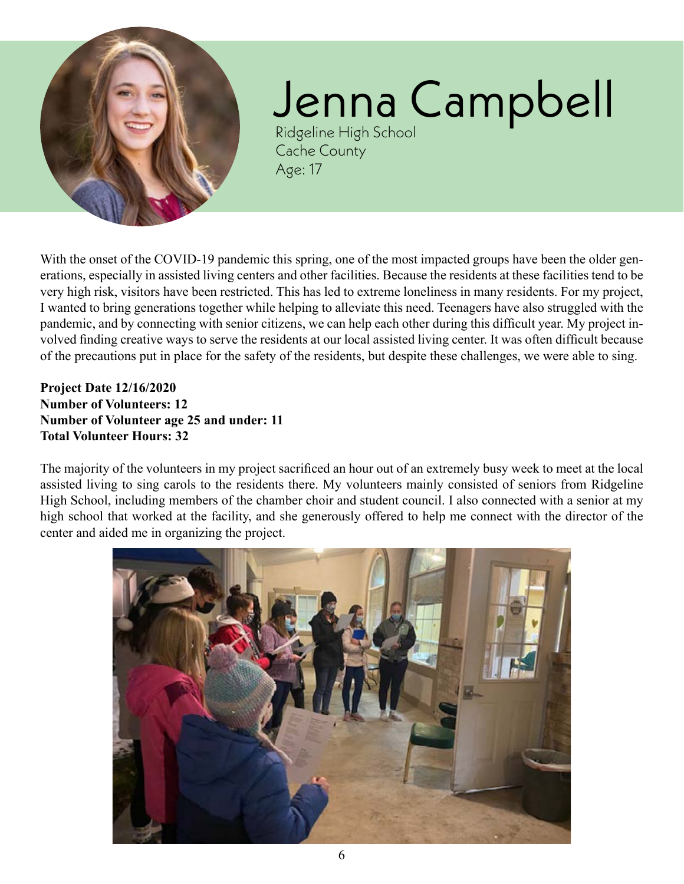# Jenna Campbell

Ridgeline High School
Cache County
Age: 17

With the onset of the COVID-19 pandemic this spring, one of the most impacted groups have been the older generations, especially in assisted living centers and other facilities. Because the residents at these facilities tend to be very high risk, visitors have been restricted. This has led to extreme loneliness in many residents. For my project, I wanted to bring generations together while helping to alleviate this need. Teenagers have also struggled with the pandemic, and by connecting with senior citizens, we can help each other during this difficult year. My project involved finding creative ways to serve the residents at our local assisted living center. It was often difficult because of the precautions put in place for the safety of the residents, but despite these challenges, we were able to sing.

**Project Date 12/16/2020**
**Number of Volunteers: 12**
**Number of Volunteer age 25 and under: 11**
**Total Volunteer Hours: 32**

The majority of the volunteers in my project sacrificed an hour out of an extremely busy week to meet at the local assisted living to sing carols to the residents there. My volunteers mainly consisted of seniors from Ridgeline High School, including members of the chamber choir and student council. I also connected with a senior at my high school that worked at the facility, and she generously offered to help me connect with the director of the center and aided me in organizing the project.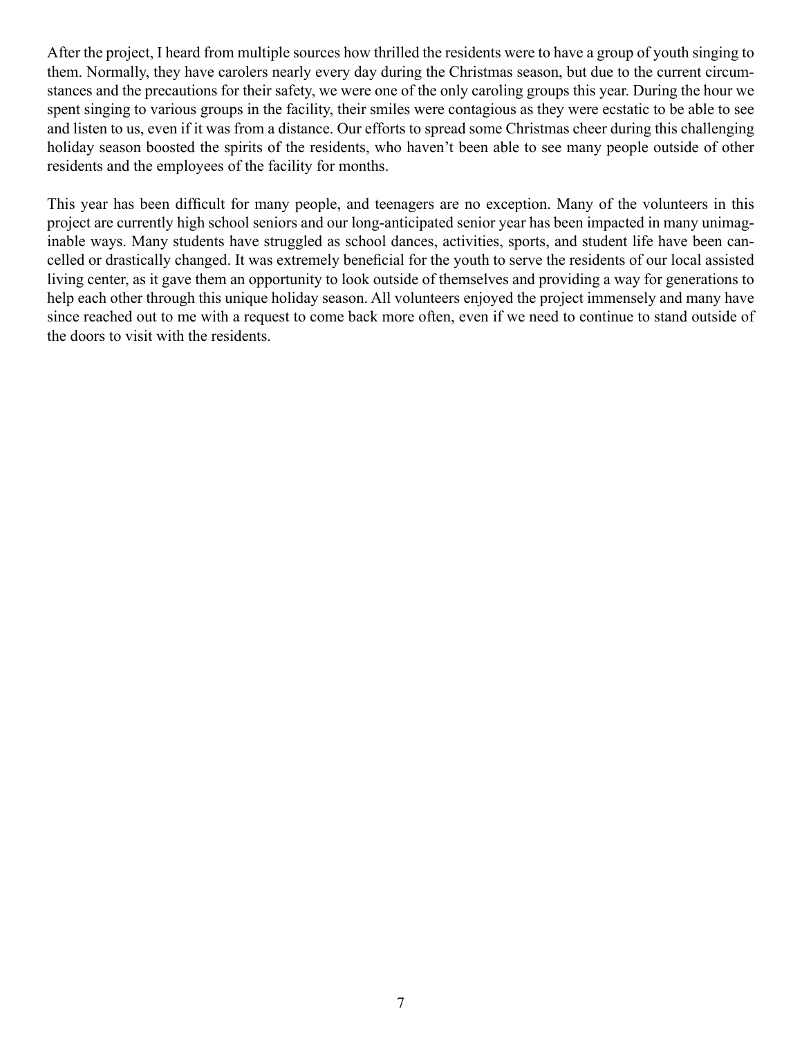After the project, I heard from multiple sources how thrilled the residents were to have a group of youth singing to them. Normally, they have carolers nearly every day during the Christmas season, but due to the current circumstances and the precautions for their safety, we were one of the only caroling groups this year. During the hour we spent singing to various groups in the facility, their smiles were contagious as they were ecstatic to be able to see and listen to us, even if it was from a distance. Our efforts to spread some Christmas cheer during this challenging holiday season boosted the spirits of the residents, who haven't been able to see many people outside of other residents and the employees of the facility for months.

This year has been difficult for many people, and teenagers are no exception. Many of the volunteers in this project are currently high school seniors and our long-anticipated senior year has been impacted in many unimaginable ways. Many students have struggled as school dances, activities, sports, and student life have been cancelled or drastically changed. It was extremely beneficial for the youth to serve the residents of our local assisted living center, as it gave them an opportunity to look outside of themselves and providing a way for generations to help each other through this unique holiday season. All volunteers enjoyed the project immensely and many have since reached out to me with a request to come back more often, even if we need to continue to stand outside of the doors to visit with the residents.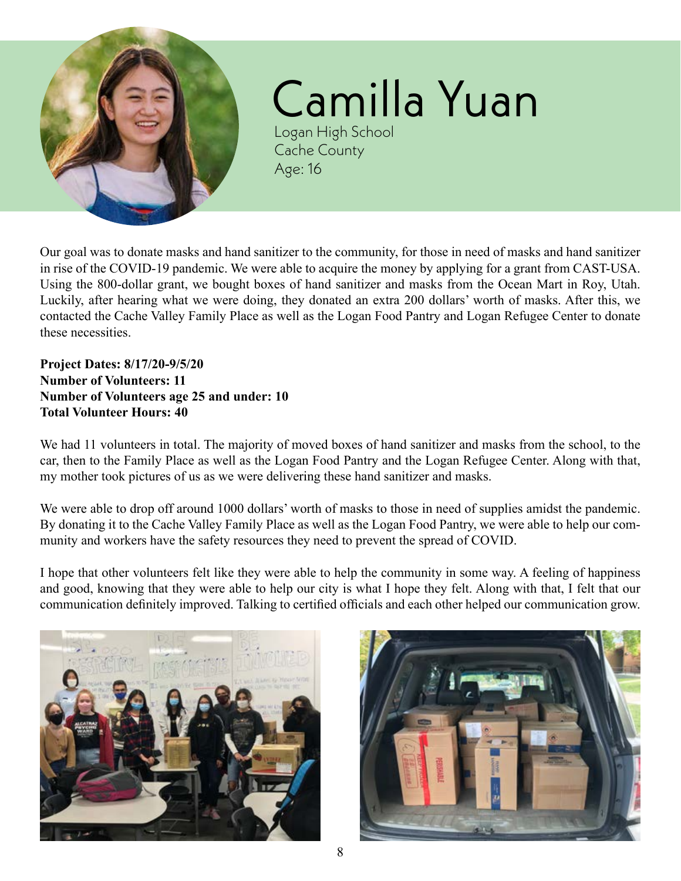# Camilla Yuan

Logan High School
Cache County
Age: 16

Our goal was to donate masks and hand sanitizer to the community, for those in need of masks and hand sanitizer in rise of the COVID-19 pandemic. We were able to acquire the money by applying for a grant from CAST-USA. Using the 800-dollar grant, we bought boxes of hand sanitizer and masks from the Ocean Mart in Roy, Utah. Luckily, after hearing what we were doing, they donated an extra 200 dollars' worth of masks. After this, we contacted the Cache Valley Family Place as well as the Logan Food Pantry and Logan Refugee Center to donate these necessities.

**Project Dates: 8/17/20-9/5/20**
**Number of Volunteers: 11**
**Number of Volunteers age 25 and under: 10**
**Total Volunteer Hours: 40**

We had 11 volunteers in total. The majority of moved boxes of hand sanitizer and masks from the school, to the car, then to the Family Place as well as the Logan Food Pantry and the Logan Refugee Center. Along with that, my mother took pictures of us as we were delivering these hand sanitizer and masks.

We were able to drop off around 1000 dollars' worth of masks to those in need of supplies amidst the pandemic. By donating it to the Cache Valley Family Place as well as the Logan Food Pantry, we were able to help our community and workers have the safety resources they need to prevent the spread of COVID.

I hope that other volunteers felt like they were able to help the community in some way. A feeling of happiness and good, knowing that they were able to help our city is what I hope they felt. Along with that, I felt that our communication definitely improved. Talking to certified officials and each other helped our communication grow.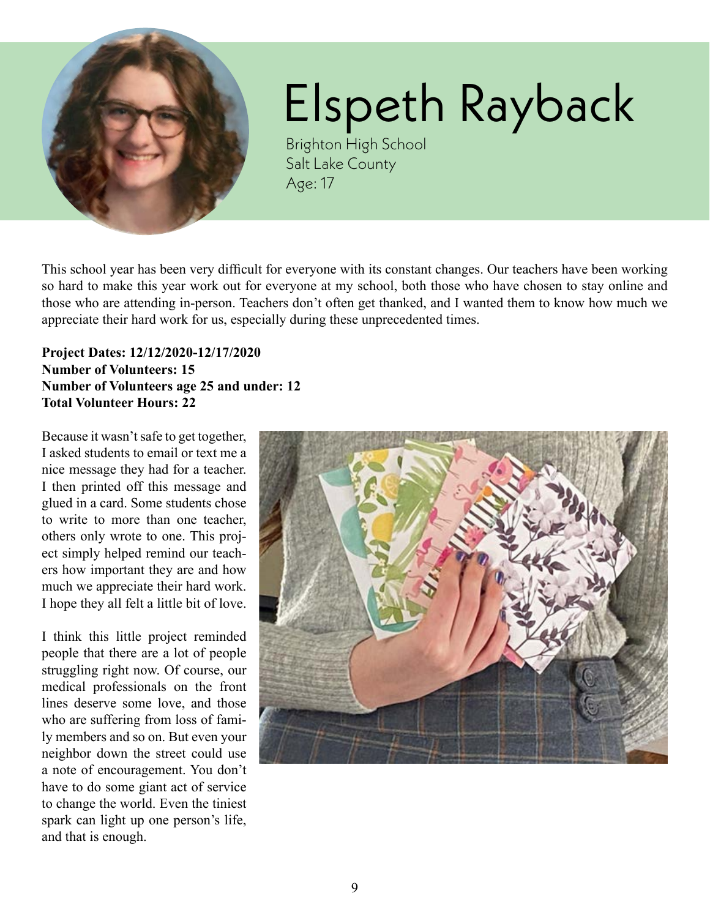# Elspeth Rayback

Brighton High School
Salt Lake County
Age: 17

This school year has been very difficult for everyone with its constant changes. Our teachers have been working so hard to make this year work out for everyone at my school, both those who have chosen to stay online and those who are attending in-person. Teachers don't often get thanked, and I wanted them to know how much we appreciate their hard work for us, especially during these unprecedented times.

**Project Dates: 12/12/2020-12/17/2020**
**Number of Volunteers: 15**
**Number of Volunteers age 25 and under: 12**
**Total Volunteer Hours: 22**

Because it wasn't safe to get together, I asked students to email or text me a nice message they had for a teacher. I then printed off this message and glued in a card. Some students chose to write to more than one teacher, others only wrote to one. This project simply helped remind our teachers how important they are and how much we appreciate their hard work. I hope they all felt a little bit of love.

I think this little project reminded people that there are a lot of people struggling right now. Of course, our medical professionals on the front lines deserve some love, and those who are suffering from loss of family members and so on. But even your neighbor down the street could use a note of encouragement. You don't have to do some giant act of service to change the world. Even the tiniest spark can light up one person's life, and that is enough.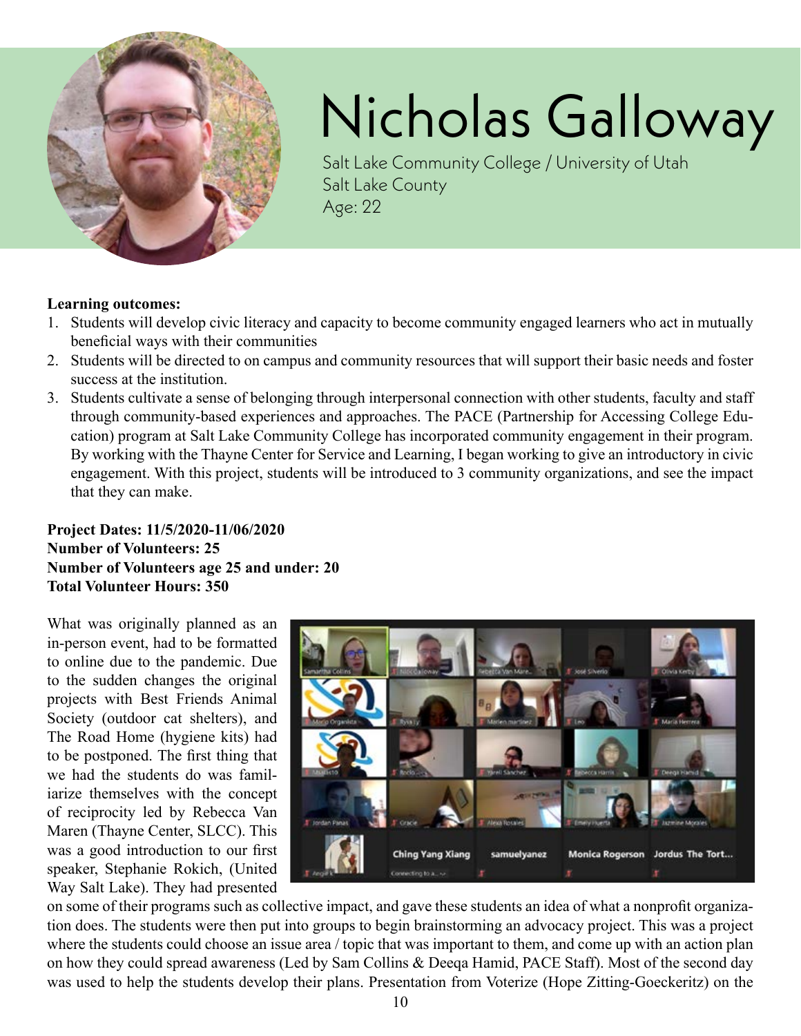# Nicholas Galloway

Salt Lake Community College / University of Utah
Salt Lake County
Age: 22

**Learning outcomes:**

1. Students will develop civic literacy and capacity to become community engaged learners who act in mutually beneficial ways with their communities
2. Students will be directed to on campus and community resources that will support their basic needs and foster success at the institution.
3. Students cultivate a sense of belonging through interpersonal connection with other students, faculty and staff through community-based experiences and approaches. The PACE (Partnership for Accessing College Education) program at Salt Lake Community College has incorporated community engagement in their program. By working with the Thayne Center for Service and Learning, I began working to give an introductory in civic engagement. With this project, students will be introduced to 3 community organizations, and see the impact that they can make.

**Project Dates: 11/5/2020-11/06/2020**
**Number of Volunteers: 25**
**Number of Volunteers age 25 and under: 20**
**Total Volunteer Hours: 350**

What was originally planned as an in-person event, had to be formatted to online due to the pandemic. Due to the sudden changes the original projects with Best Friends Animal Society (outdoor cat shelters), and The Road Home (hygiene kits) had to be postponed. The first thing that we had the students do was familiarize themselves with the concept of reciprocity led by Rebecca Van Maren (Thayne Center, SLCC). This was a good introduction to our first speaker, Stephanie Rokich, (United Way Salt Lake). They had presented on some of their programs such as collective impact, and gave these students an idea of what a nonprofit organization does. The students were then put into groups to begin brainstorming an advocacy project. This was a project where the students could choose an issue area / topic that was important to them, and come up with an action plan on how they could spread awareness (Led by Sam Collins & Deeqa Hamid, PACE Staff). Most of the second day was used to help the students develop their plans. Presentation from Voterize (Hope Zitting-Goeckeritz) on the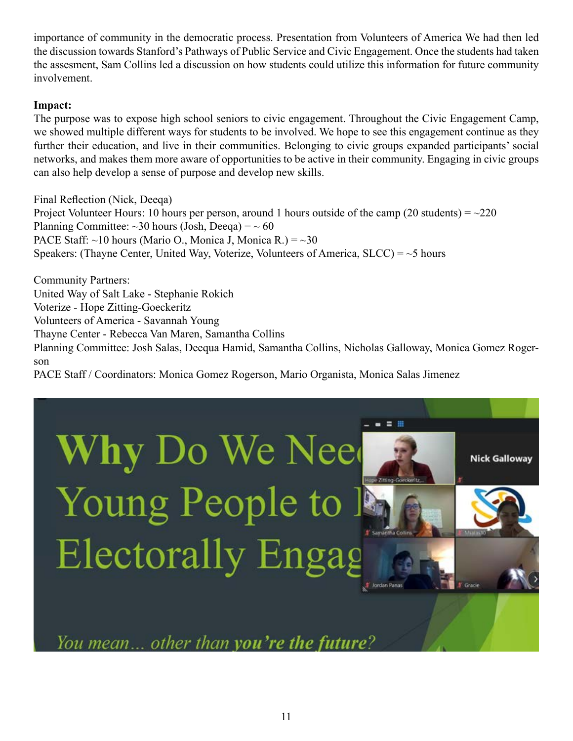importance of community in the democratic process. Presentation from Volunteers of America We had then led the discussion towards Stanford's Pathways of Public Service and Civic Engagement. Once the students had taken the assesment, Sam Collins led a discussion on how students could utilize this information for future community involvement.

**Impact:**

The purpose was to expose high school seniors to civic engagement. Throughout the Civic Engagement Camp, we showed multiple different ways for students to be involved. We hope to see this engagement continue as they further their education, and live in their communities. Belonging to civic groups expanded participants' social networks, and makes them more aware of opportunities to be active in their community. Engaging in civic groups can also help develop a sense of purpose and develop new skills.

Final Reflection (Nick, Deeqa)
Project Volunteer Hours: 10 hours per person, around 1 hours outside of the camp (20 students) = ~220
Planning Committee: ~30 hours (Josh, Deeqa) = ~ 60
PACE Staff: ~10 hours (Mario O., Monica J, Monica R.) = ~30
Speakers: (Thayne Center, United Way, Voterize, Volunteers of America, SLCC) = ~5 hours

Community Partners:
United Way of Salt Lake - Stephanie Rokich
Voterize - Hope Zitting-Goeckeritz
Volunteers of America - Savannah Young
Thayne Center - Rebecca Van Maren, Samantha Collins
Planning Committee: Josh Salas, Deequa Hamid, Samantha Collins, Nicholas Galloway, Monica Gomez Rogerson
PACE Staff / Coordinators: Monica Gomez Rogerson, Mario Organista, Monica Salas Jimenez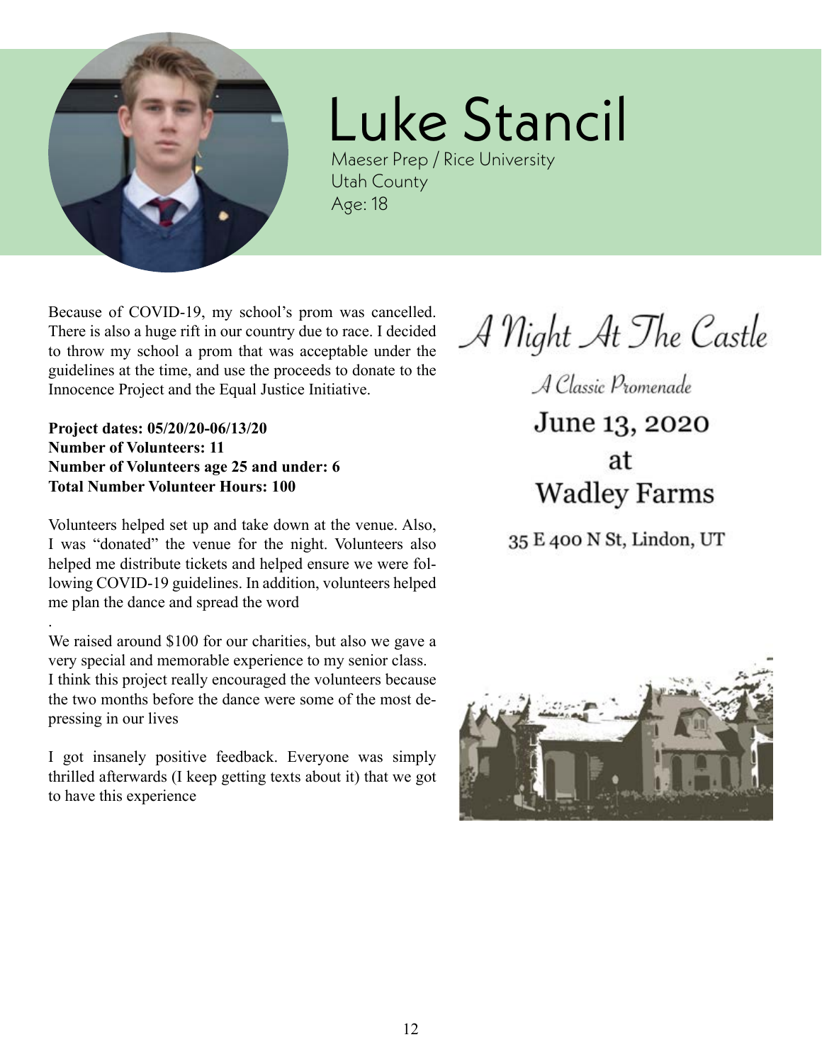# Luke Stancil

Maeser Prep / Rice University
Utah County
Age: 18

Because of COVID-19, my school's prom was cancelled. There is also a huge rift in our country due to race. I decided to throw my school a prom that was acceptable under the guidelines at the time, and use the proceeds to donate to the Innocence Project and the Equal Justice Initiative.

**Project dates: 05/20/20-06/13/20**
**Number of Volunteers: 11**
**Number of Volunteers age 25 and under: 6**
**Total Number Volunteer Hours: 100**

Volunteers helped set up and take down at the venue. Also, I was "donated" the venue for the night. Volunteers also helped me distribute tickets and helped ensure we were following COVID-19 guidelines. In addition, volunteers helped me plan the dance and spread the word

.
We raised around $100 for our charities, but also we gave a very special and memorable experience to my senior class.
I think this project really encouraged the volunteers because the two months before the dance were some of the most depressing in our lives

I got insanely positive feedback. Everyone was simply thrilled afterwards (I keep getting texts about it) that we got to have this experience

*A Night At The Castle*

*A Classic Promenade*

June 13, 2020
at
Wadley Farms

35 E 400 N St, Lindon, UT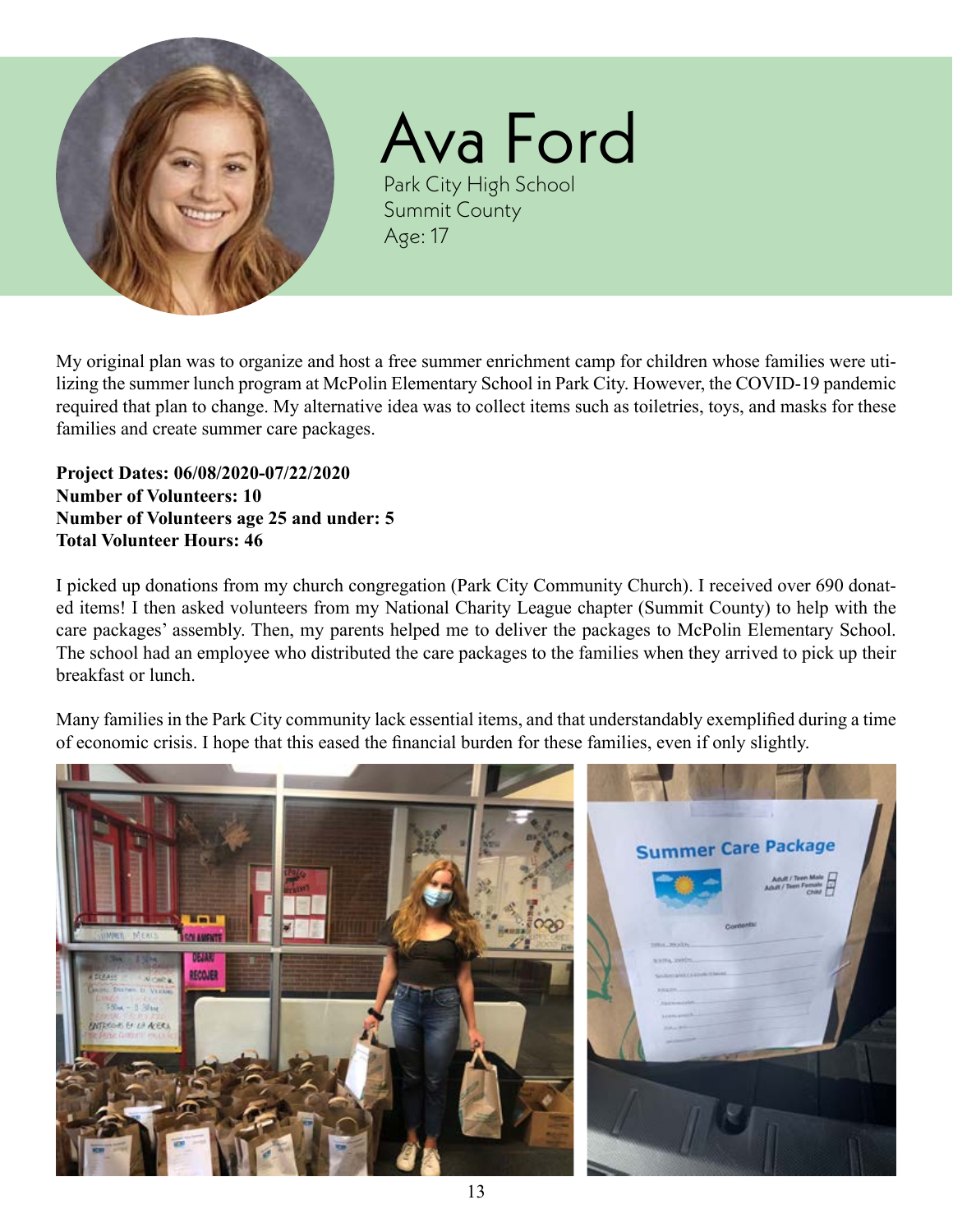# Ava Ford

Park City High School
Summit County
Age: 17

My original plan was to organize and host a free summer enrichment camp for children whose families were utilizing the summer lunch program at McPolin Elementary School in Park City. However, the COVID-19 pandemic required that plan to change. My alternative idea was to collect items such as toiletries, toys, and masks for these families and create summer care packages.

**Project Dates: 06/08/2020-07/22/2020**
**Number of Volunteers: 10**
**Number of Volunteers age 25 and under: 5**
**Total Volunteer Hours: 46**

I picked up donations from my church congregation (Park City Community Church). I received over 690 donated items! I then asked volunteers from my National Charity League chapter (Summit County) to help with the care packages' assembly. Then, my parents helped me to deliver the packages to McPolin Elementary School. The school had an employee who distributed the care packages to the families when they arrived to pick up their breakfast or lunch.

Many families in the Park City community lack essential items, and that understandably exemplified during a time of economic crisis. I hope that this eased the financial burden for these families, even if only slightly.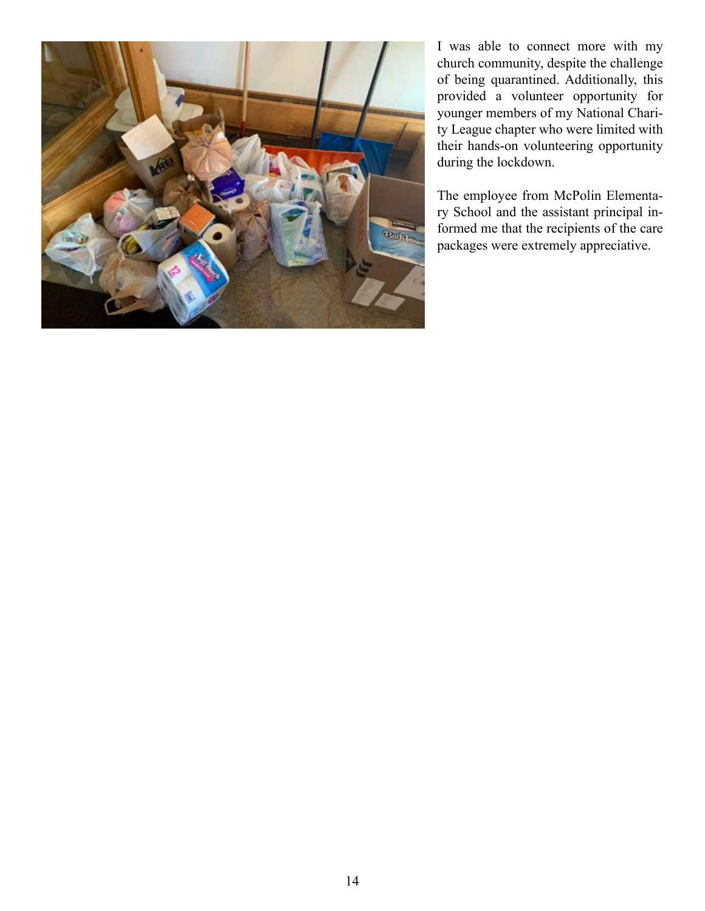I was able to connect more with my church community, despite the challenge of being quarantined. Additionally, this provided a volunteer opportunity for younger members of my National Charity League chapter who were limited with their hands-on volunteering opportunity during the lockdown.

The employee from McPolin Elementary School and the assistant principal informed me that the recipients of the care packages were extremely appreciative.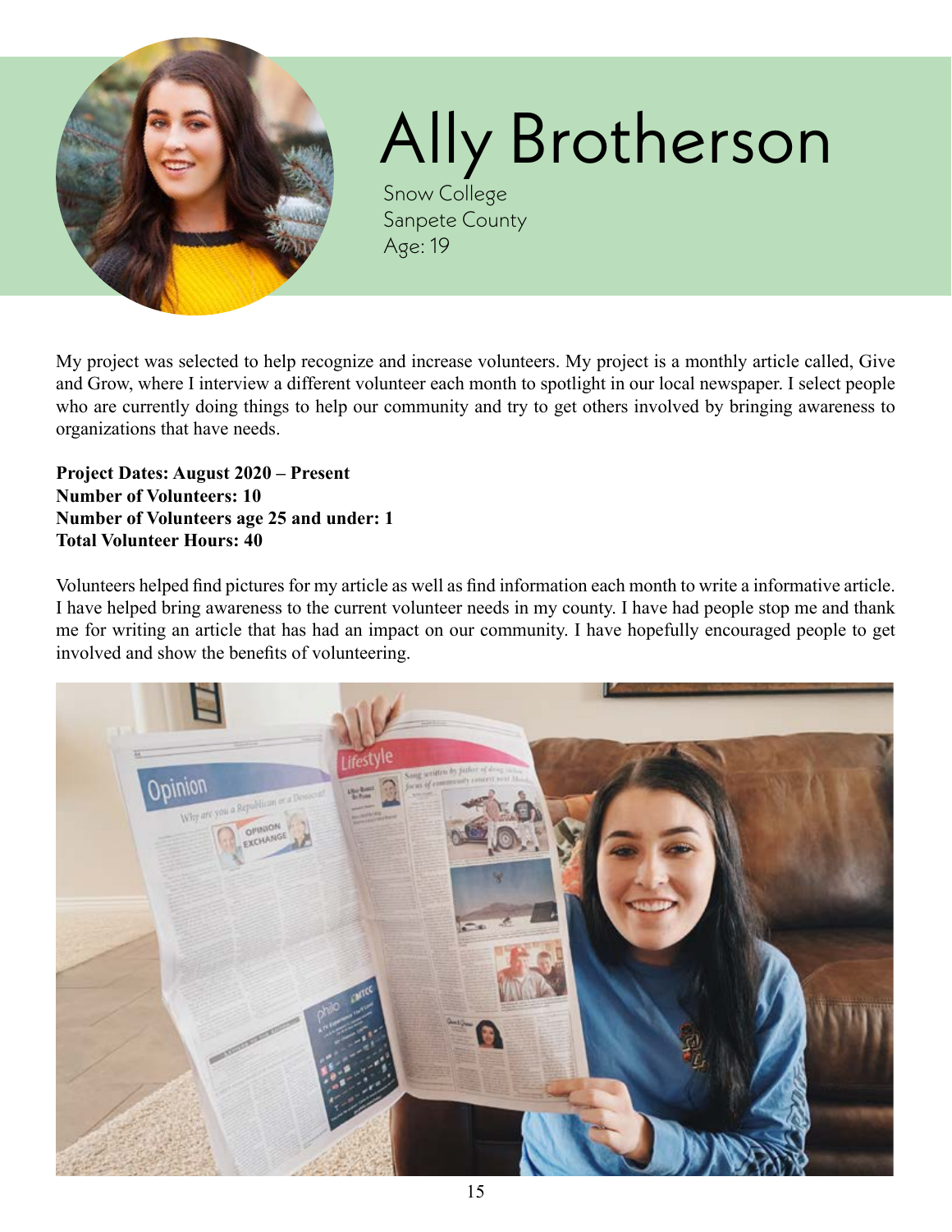# Ally Brotherson

Snow College
Sanpete County
Age: 19

My project was selected to help recognize and increase volunteers. My project is a monthly article called, Give and Grow, where I interview a different volunteer each month to spotlight in our local newspaper. I select people who are currently doing things to help our community and try to get others involved by bringing awareness to organizations that have needs.

**Project Dates: August 2020 – Present**
**Number of Volunteers: 10**
**Number of Volunteers age 25 and under: 1**
**Total Volunteer Hours: 40**

Volunteers helped find pictures for my article as well as find information each month to write a informative article. I have helped bring awareness to the current volunteer needs in my county. I have had people stop me and thank me for writing an article that has had an impact on our community. I have hopefully encouraged people to get involved and show the benefits of volunteering.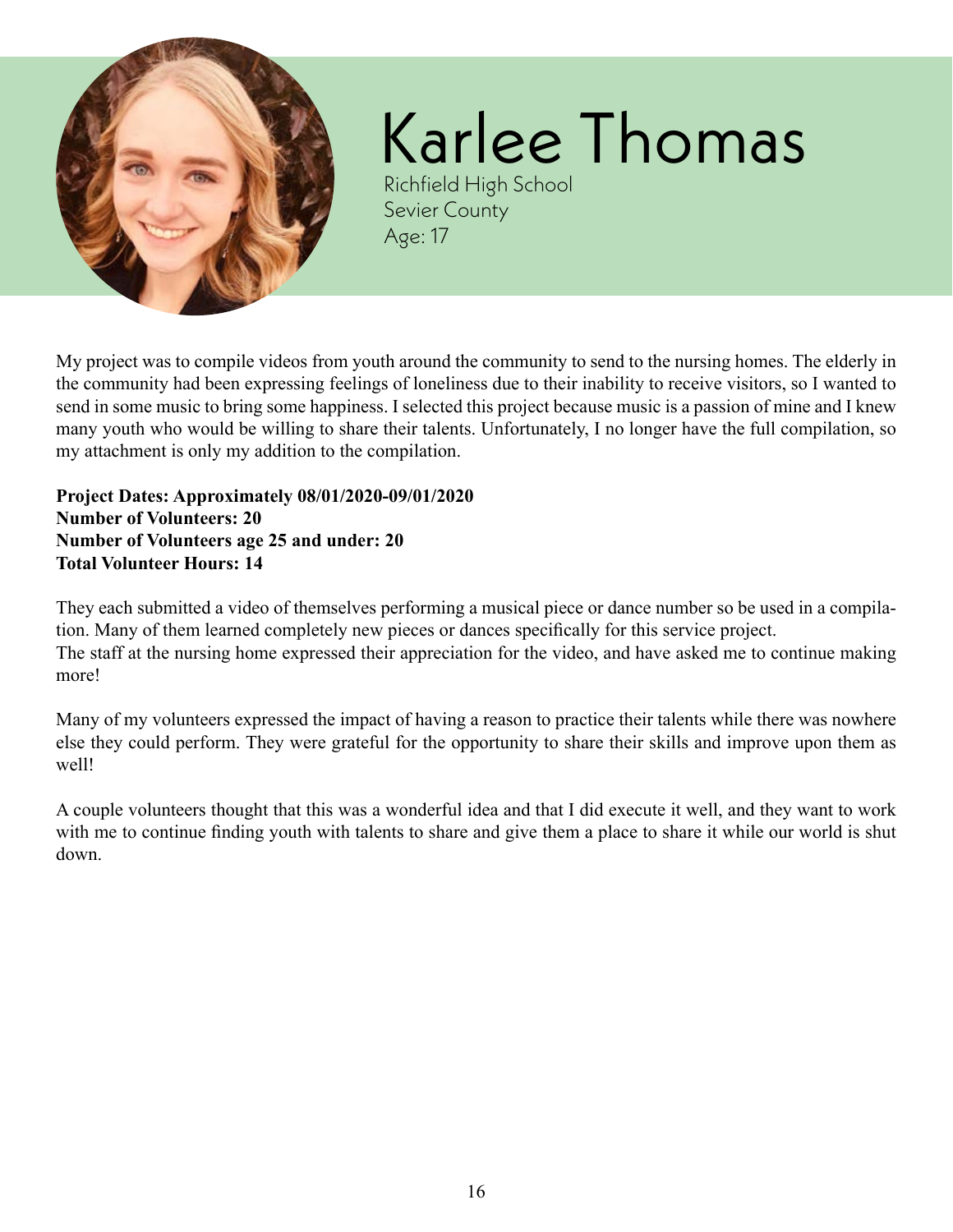# Karlee Thomas

Richfield High School
Sevier County
Age: 17

My project was to compile videos from youth around the community to send to the nursing homes. The elderly in the community had been expressing feelings of loneliness due to their inability to receive visitors, so I wanted to send in some music to bring some happiness. I selected this project because music is a passion of mine and I knew many youth who would be willing to share their talents. Unfortunately, I no longer have the full compilation, so my attachment is only my addition to the compilation.

**Project Dates: Approximately 08/01/2020-09/01/2020**
**Number of Volunteers: 20**
**Number of Volunteers age 25 and under: 20**
**Total Volunteer Hours: 14**

They each submitted a video of themselves performing a musical piece or dance number so be used in a compilation. Many of them learned completely new pieces or dances specifically for this service project.
The staff at the nursing home expressed their appreciation for the video, and have asked me to continue making more!

Many of my volunteers expressed the impact of having a reason to practice their talents while there was nowhere else they could perform. They were grateful for the opportunity to share their skills and improve upon them as well!

A couple volunteers thought that this was a wonderful idea and that I did execute it well, and they want to work with me to continue finding youth with talents to share and give them a place to share it while our world is shut down.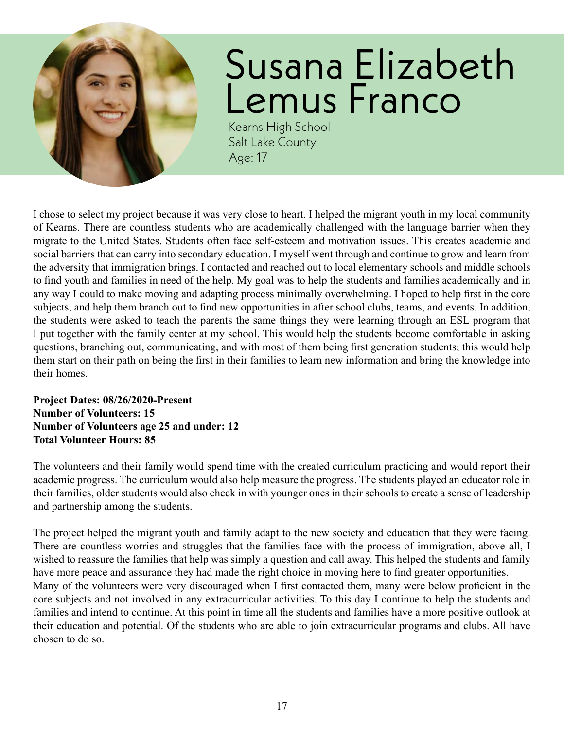# Susana Elizabeth Lemus Franco

Kearns High School
Salt Lake County
Age: 17

I chose to select my project because it was very close to heart. I helped the migrant youth in my local community of Kearns. There are countless students who are academically challenged with the language barrier when they migrate to the United States. Students often face self-esteem and motivation issues. This creates academic and social barriers that can carry into secondary education. I myself went through and continue to grow and learn from the adversity that immigration brings. I contacted and reached out to local elementary schools and middle schools to find youth and families in need of the help. My goal was to help the students and families academically and in any way I could to make moving and adapting process minimally overwhelming. I hoped to help first in the core subjects, and help them branch out to find new opportunities in after school clubs, teams, and events. In addition, the students were asked to teach the parents the same things they were learning through an ESL program that I put together with the family center at my school. This would help the students become comfortable in asking questions, branching out, communicating, and with most of them being first generation students; this would help them start on their path on being the first in their families to learn new information and bring the knowledge into their homes.

**Project Dates: 08/26/2020-Present**
**Number of Volunteers: 15**
**Number of Volunteers age 25 and under: 12**
**Total Volunteer Hours: 85**

The volunteers and their family would spend time with the created curriculum practicing and would report their academic progress. The curriculum would also help measure the progress. The students played an educator role in their families, older students would also check in with younger ones in their schools to create a sense of leadership and partnership among the students.

The project helped the migrant youth and family adapt to the new society and education that they were facing. There are countless worries and struggles that the families face with the process of immigration, above all, I wished to reassure the families that help was simply a question and call away. This helped the students and family have more peace and assurance they had made the right choice in moving here to find greater opportunities.
Many of the volunteers were very discouraged when I first contacted them, many were below proficient in the core subjects and not involved in any extracurricular activities. To this day I continue to help the students and families and intend to continue. At this point in time all the students and families have a more positive outlook at their education and potential. Of the students who are able to join extracurricular programs and clubs. All have chosen to do so.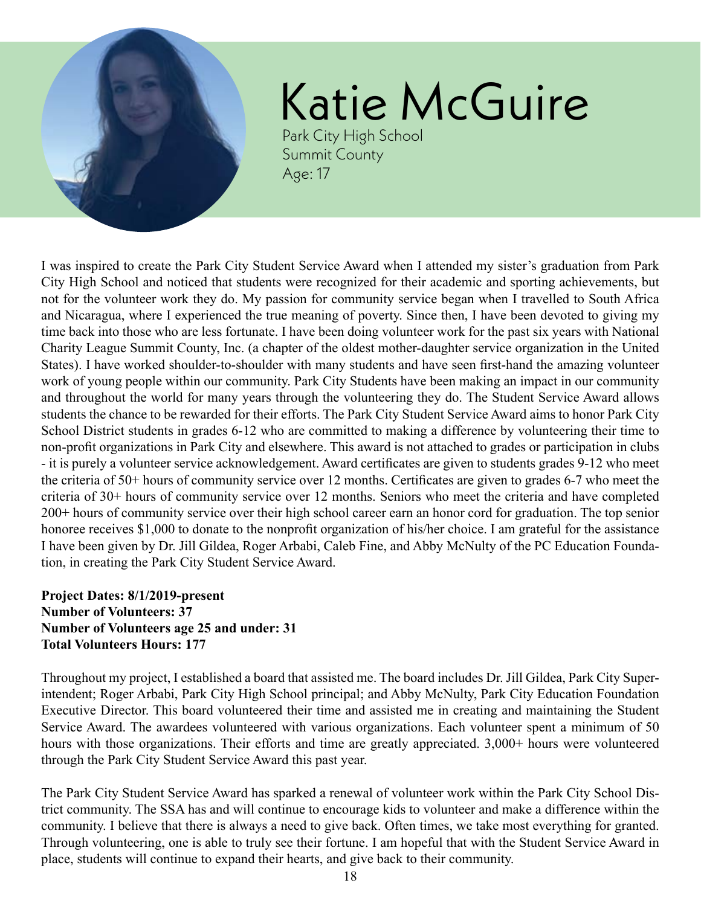# Katie McGuire

Park City High School
Summit County
Age: 17

I was inspired to create the Park City Student Service Award when I attended my sister's graduation from Park City High School and noticed that students were recognized for their academic and sporting achievements, but not for the volunteer work they do. My passion for community service began when I travelled to South Africa and Nicaragua, where I experienced the true meaning of poverty. Since then, I have been devoted to giving my time back into those who are less fortunate. I have been doing volunteer work for the past six years with National Charity League Summit County, Inc. (a chapter of the oldest mother-daughter service organization in the United States). I have worked shoulder-to-shoulder with many students and have seen first-hand the amazing volunteer work of young people within our community. Park City Students have been making an impact in our community and throughout the world for many years through the volunteering they do. The Student Service Award allows students the chance to be rewarded for their efforts. The Park City Student Service Award aims to honor Park City School District students in grades 6-12 who are committed to making a difference by volunteering their time to non-profit organizations in Park City and elsewhere. This award is not attached to grades or participation in clubs - it is purely a volunteer service acknowledgement. Award certificates are given to students grades 9-12 who meet the criteria of 50+ hours of community service over 12 months. Certificates are given to grades 6-7 who meet the criteria of 30+ hours of community service over 12 months. Seniors who meet the criteria and have completed 200+ hours of community service over their high school career earn an honor cord for graduation. The top senior honoree receives $1,000 to donate to the nonprofit organization of his/her choice. I am grateful for the assistance I have been given by Dr. Jill Gildea, Roger Arbabi, Caleb Fine, and Abby McNulty of the PC Education Foundation, in creating the Park City Student Service Award.

**Project Dates: 8/1/2019-present**
**Number of Volunteers: 37**
**Number of Volunteers age 25 and under: 31**
**Total Volunteers Hours: 177**

Throughout my project, I established a board that assisted me. The board includes Dr. Jill Gildea, Park City Superintendent; Roger Arbabi, Park City High School principal; and Abby McNulty, Park City Education Foundation Executive Director. This board volunteered their time and assisted me in creating and maintaining the Student Service Award. The awardees volunteered with various organizations. Each volunteer spent a minimum of 50 hours with those organizations. Their efforts and time are greatly appreciated. 3,000+ hours were volunteered through the Park City Student Service Award this past year.

The Park City Student Service Award has sparked a renewal of volunteer work within the Park City School District community. The SSA has and will continue to encourage kids to volunteer and make a difference within the community. I believe that there is always a need to give back. Often times, we take most everything for granted. Through volunteering, one is able to truly see their fortune. I am hopeful that with the Student Service Award in place, students will continue to expand their hearts, and give back to their community.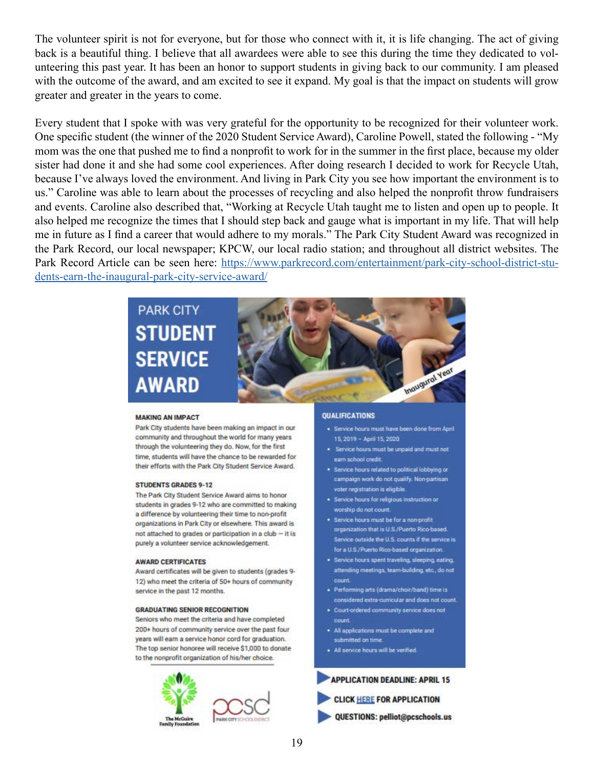The volunteer spirit is not for everyone, but for those who connect with it, it is life changing. The act of giving back is a beautiful thing. I believe that all awardees were able to see this during the time they dedicated to volunteering this past year. It has been an honor to support students in giving back to our community. I am pleased with the outcome of the award, and am excited to see it expand. My goal is that the impact on students will grow greater and greater in the years to come.

Every student that I spoke with was very grateful for the opportunity to be recognized for their volunteer work. One specific student (the winner of the 2020 Student Service Award), Caroline Powell, stated the following - "My mom was the one that pushed me to find a nonprofit to work for in the summer in the first place, because my older sister had done it and she had some cool experiences. After doing research I decided to work for Recycle Utah, because I've always loved the environment. And living in Park City you see how important the environment is to us." Caroline was able to learn about the processes of recycling and also helped the nonprofit throw fundraisers and events. Caroline also described that, "Working at Recycle Utah taught me to listen and open up to people. It also helped me recognize the times that I should step back and gauge what is important in my life. That will help me in future as I find a career that would adhere to my morals." The Park City Student Award was recognized in the Park Record, our local newspaper; KPCW, our local radio station; and throughout all district websites. The Park Record Article can be seen here: https://www.parkrecord.com/entertainment/park-city-school-district-students-earn-the-inaugural-park-city-service-award/

# PARK CITY STUDENT SERVICE AWARD

Inaugural Year

### MAKING AN IMPACT

Park City students have been making an impact in our community and throughout the world for many years through the volunteering they do. Now, for the first time, students will have the chance to be rewarded for their efforts with the Park City Student Service Award.

### STUDENTS GRADES 9-12

The Park City Student Service Award aims to honor students in grades 9-12 who are committed to making a difference by volunteering their time to non-profit organizations in Park City or elsewhere. This award is not attached to grades or participation in a club – it is purely a volunteer service acknowledgement.

### AWARD CERTIFICATES

Award certificates will be given to students (grades 9-12) who meet the criteria of 50+ hours of community service in the past 12 months.

### GRADUATING SENIOR RECOGNITION

Seniors who meet the criteria and have completed 200+ hours of community service over the past four years will earn a service honor cord for graduation. The top senior honoree will receive $1,000 to donate to the nonprofit organization of his/her choice.

### QUALIFICATIONS

- Service hours must have been done from April 15, 2019 – April 15, 2020
- Service hours must be unpaid and must not earn school credit.
- Service hours related to political lobbying or campaign work do not qualify. Non-partisan voter registration is eligible.
- Service hours for religious instruction or worship do not count.
- Service hours must be for a non-profit organization that is U.S./Puerto Rico-based. Service outside the U.S. counts if the service is for a U.S./Puerto Rico-based organization.
- Service hours spent traveling, sleeping, eating, attending meetings, team-building, etc., do not count.
- Performing arts (drama/choir/band) time is considered extra-curricular and does not count.
- Court-ordered community service does not count.
- All applications must be complete and submitted on time.
- All service hours will be verified.

**APPLICATION DEADLINE: APRIL 15**

**CLICK HERE FOR APPLICATION**

**QUESTIONS: pelliot@pcschools.us**

The McGuire Family Foundation

pcsd PARK CITY SCHOOL DISTRICT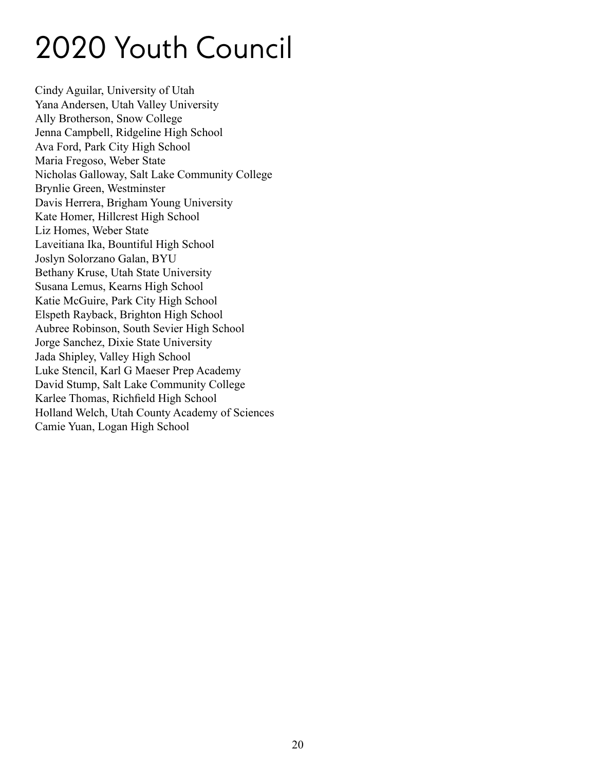# 2020 Youth Council

Cindy Aguilar, University of Utah
Yana Andersen, Utah Valley University
Ally Brotherson, Snow College
Jenna Campbell, Ridgeline High School
Ava Ford, Park City High School
Maria Fregoso, Weber State
Nicholas Galloway, Salt Lake Community College
Brynlie Green, Westminster
Davis Herrera, Brigham Young University
Kate Homer, Hillcrest High School
Liz Homes, Weber State
Laveitiana Ika, Bountiful High School
Joslyn Solorzano Galan, BYU
Bethany Kruse, Utah State University
Susana Lemus, Kearns High School
Katie McGuire, Park City High School
Elspeth Rayback, Brighton High School
Aubree Robinson, South Sevier High School
Jorge Sanchez, Dixie State University
Jada Shipley, Valley High School
Luke Stencil, Karl G Maeser Prep Academy
David Stump, Salt Lake Community College
Karlee Thomas, Richfield High School
Holland Welch, Utah County Academy of Sciences
Camie Yuan, Logan High School